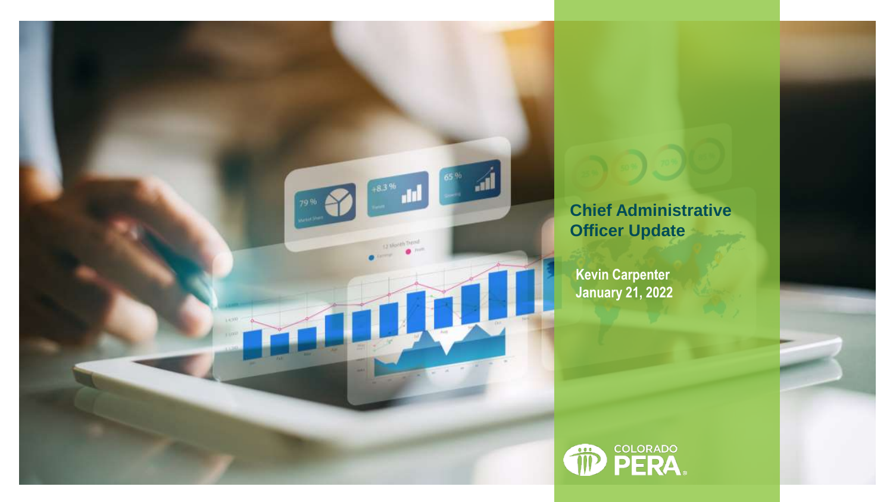# Chief Administrative Officer Update

**Kevin Carpenter**
**January 21, 2022**

COLORADO PERA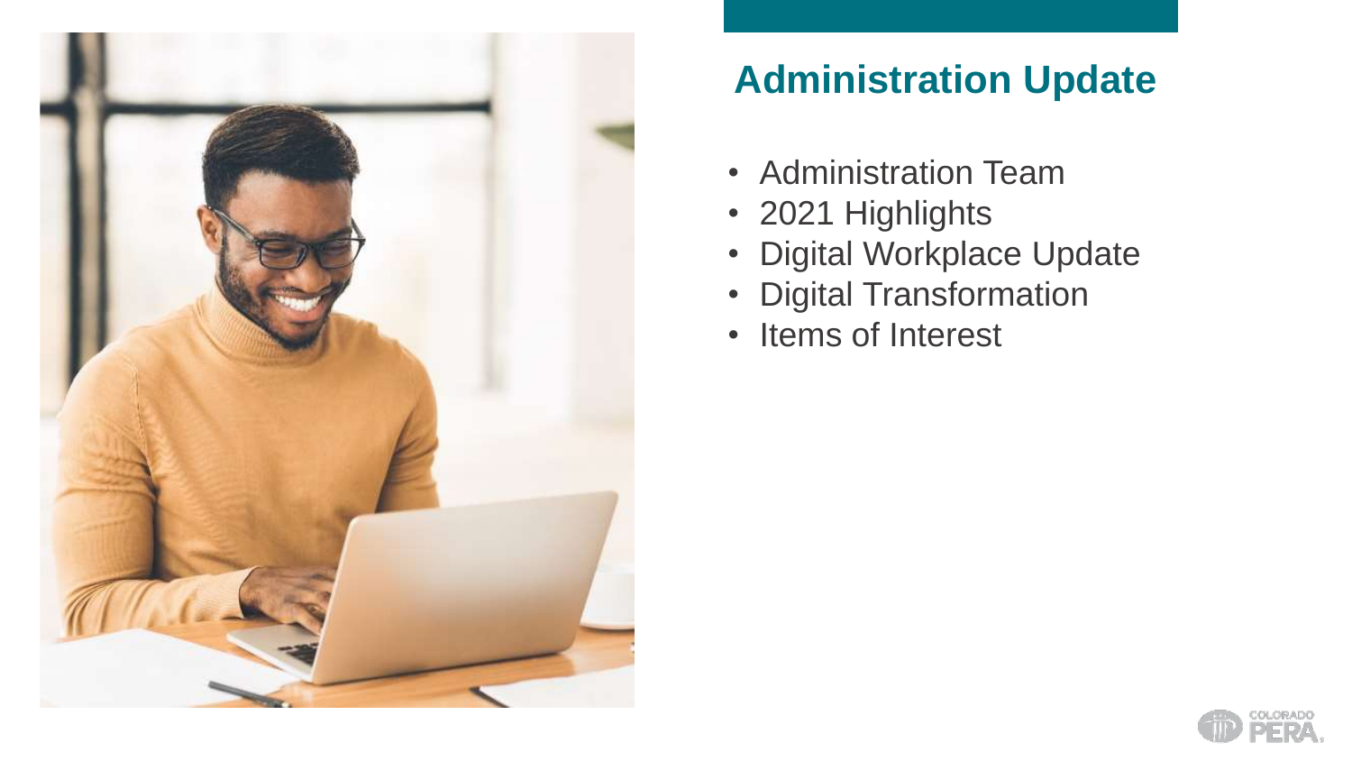# Administration Update

- Administration Team
- 2021 Highlights
- Digital Workplace Update
- Digital Transformation
- Items of Interest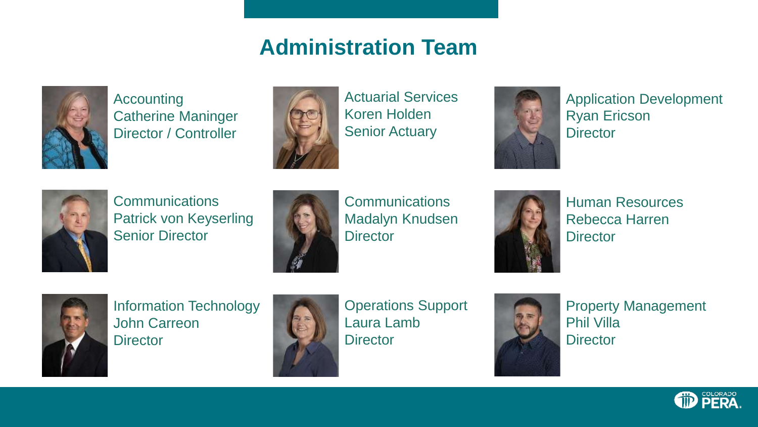# Administration Team

Accounting
Catherine Maninger
Director / Controller

Actuarial Services
Koren Holden
Senior Actuary

Application Development
Ryan Ericson
Director

Communications
Patrick von Keyserling
Senior Director

Communications
Madalyn Knudsen
Director

Human Resources
Rebecca Harren
Director

Information Technology
John Carreon
Director

Operations Support
Laura Lamb
Director

Property Management
Phil Villa
Director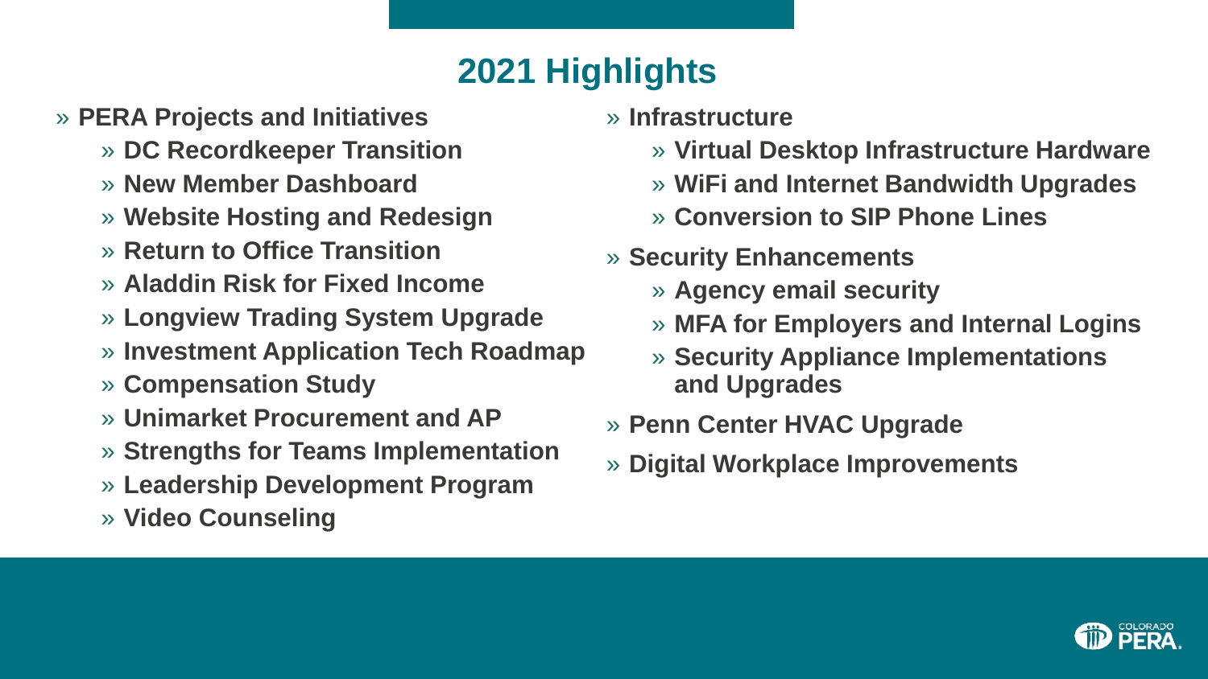# 2021 Highlights

- **PERA Projects and Initiatives**
  - **DC Recordkeeper Transition**
  - **New Member Dashboard**
  - **Website Hosting and Redesign**
  - **Return to Office Transition**
  - **Aladdin Risk for Fixed Income**
  - **Longview Trading System Upgrade**
  - **Investment Application Tech Roadmap**
  - **Compensation Study**
  - **Unimarket Procurement and AP**
  - **Strengths for Teams Implementation**
  - **Leadership Development Program**
  - **Video Counseling**
- **Infrastructure**
  - **Virtual Desktop Infrastructure Hardware**
  - **WiFi and Internet Bandwidth Upgrades**
  - **Conversion to SIP Phone Lines**
- **Security Enhancements**
  - **Agency email security**
  - **MFA for Employers and Internal Logins**
  - **Security Appliance Implementations and Upgrades**
- **Penn Center HVAC Upgrade**
- **Digital Workplace Improvements**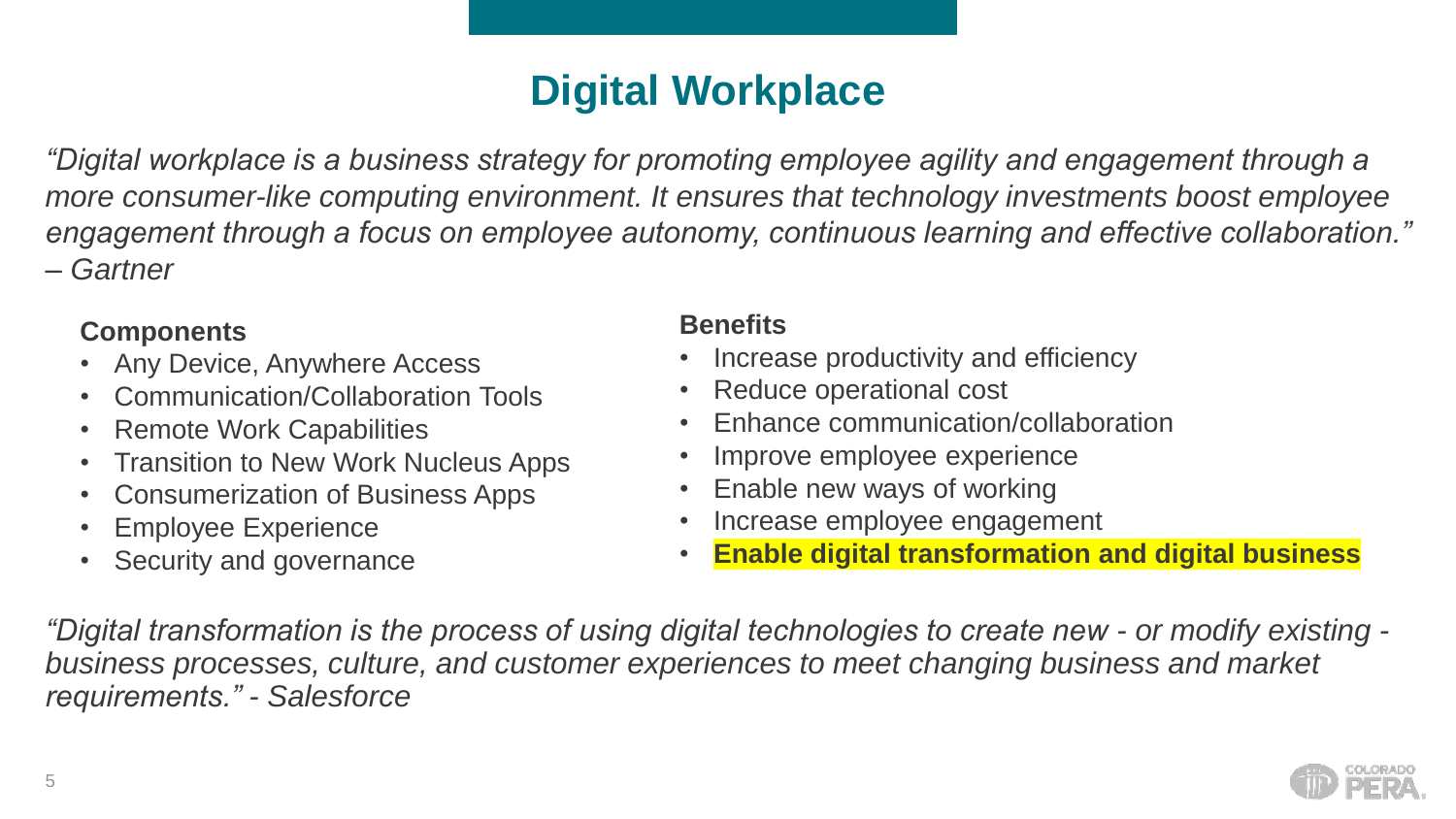# Digital Workplace

*"Digital workplace is a business strategy for promoting employee agility and engagement through a more consumer-like computing environment. It ensures that technology investments boost employee engagement through a focus on employee autonomy, continuous learning and effective collaboration." – Gartner*

**Components**

- Any Device, Anywhere Access
- Communication/Collaboration Tools
- Remote Work Capabilities
- Transition to New Work Nucleus Apps
- Consumerization of Business Apps
- Employee Experience
- Security and governance

**Benefits**

- Increase productivity and efficiency
- Reduce operational cost
- Enhance communication/collaboration
- Improve employee experience
- Enable new ways of working
- Increase employee engagement
- **Enable digital transformation and digital business**

*"Digital transformation is the process of using digital technologies to create new - or modify existing - business processes, culture, and customer experiences to meet changing business and market requirements." - Salesforce*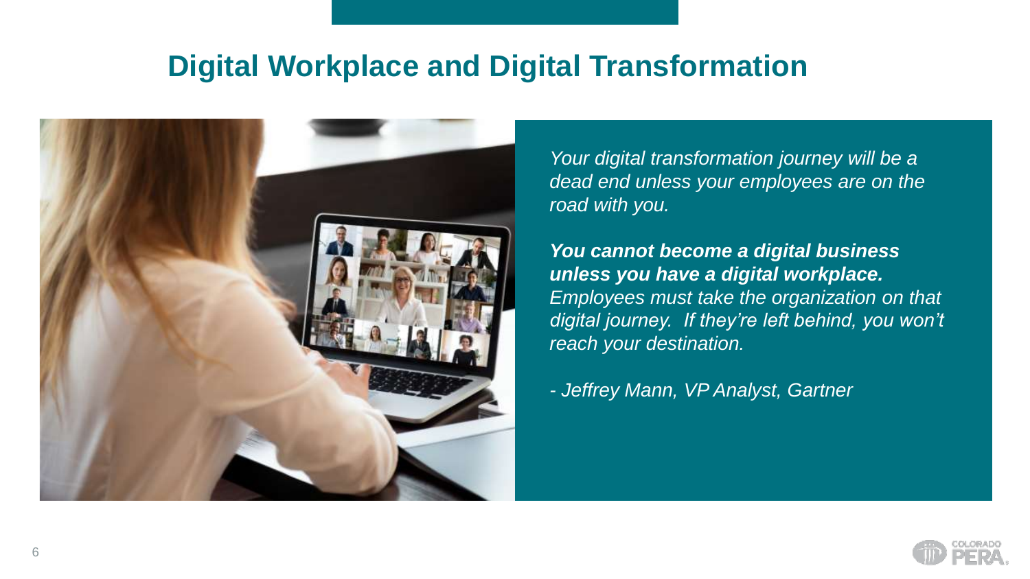# Digital Workplace and Digital Transformation

*Your digital transformation journey will be a dead end unless your employees are on the road with you.*

***You cannot become a digital business unless you have a digital workplace.*** *Employees must take the organization on that digital journey. If they're left behind, you won't reach your destination.*

*- Jeffrey Mann, VP Analyst, Gartner*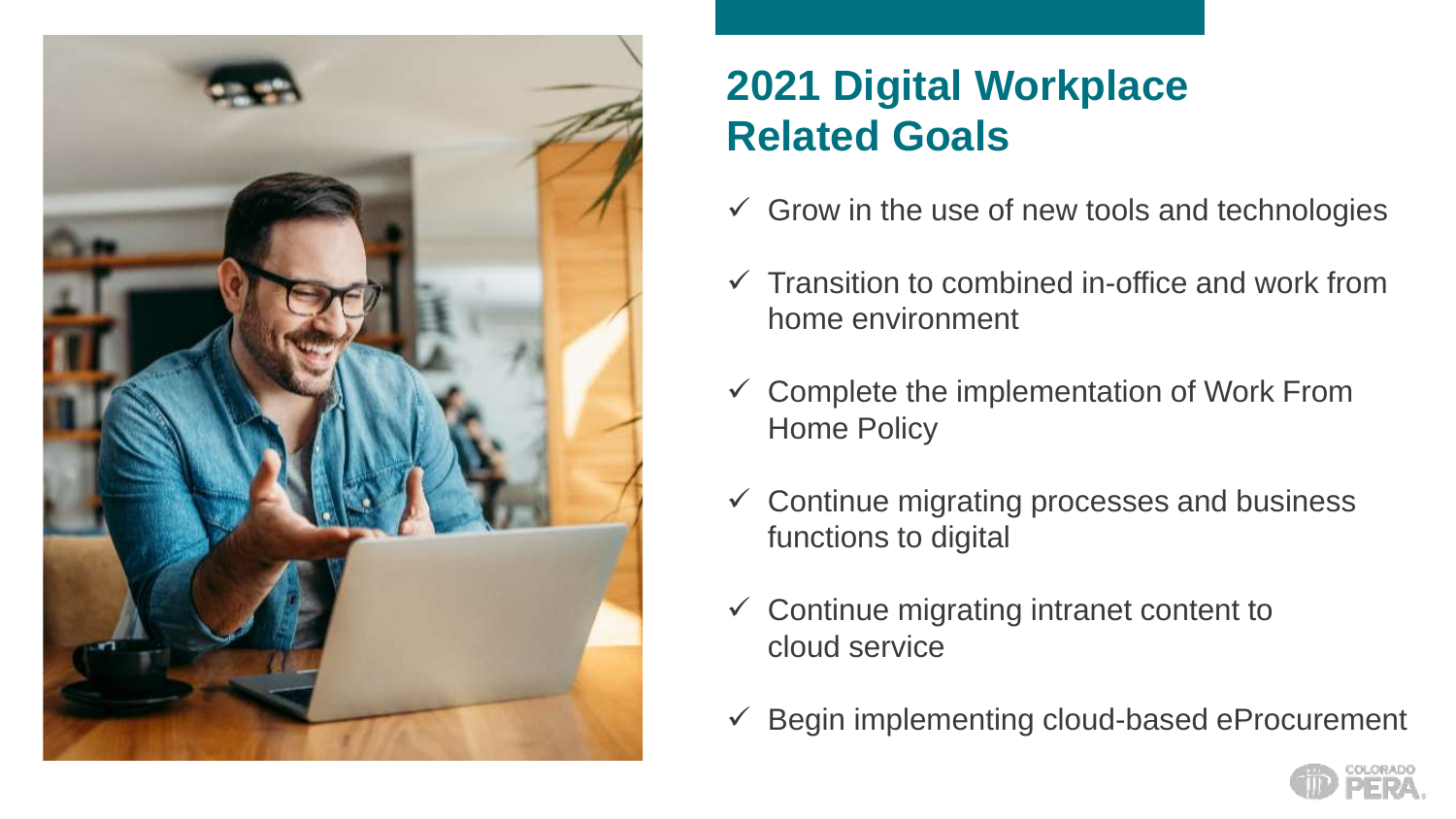## 2021 Digital Workplace Related Goals

- ✓ Grow in the use of new tools and technologies
- ✓ Transition to combined in-office and work from home environment
- ✓ Complete the implementation of Work From Home Policy
- ✓ Continue migrating processes and business functions to digital
- ✓ Continue migrating intranet content to cloud service
- ✓ Begin implementing cloud-based eProcurement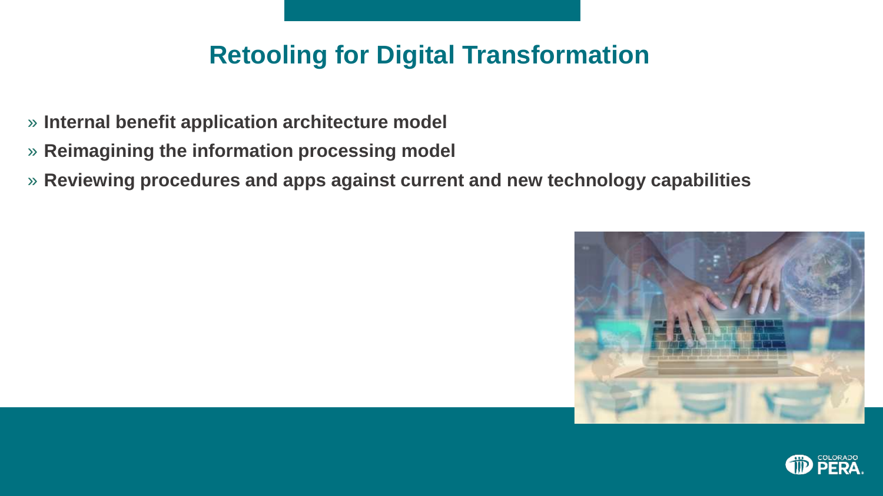# Retooling for Digital Transformation

- **Internal benefit application architecture model**
- **Reimagining the information processing model**
- **Reviewing procedures and apps against current and new technology capabilities**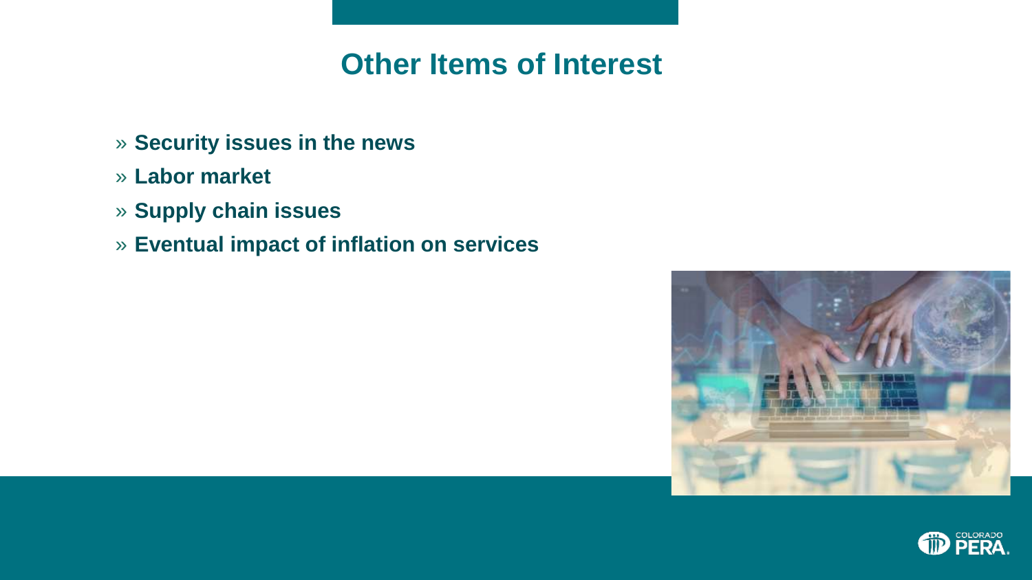# Other Items of Interest

- **Security issues in the news**
- **Labor market**
- **Supply chain issues**
- **Eventual impact of inflation on services**